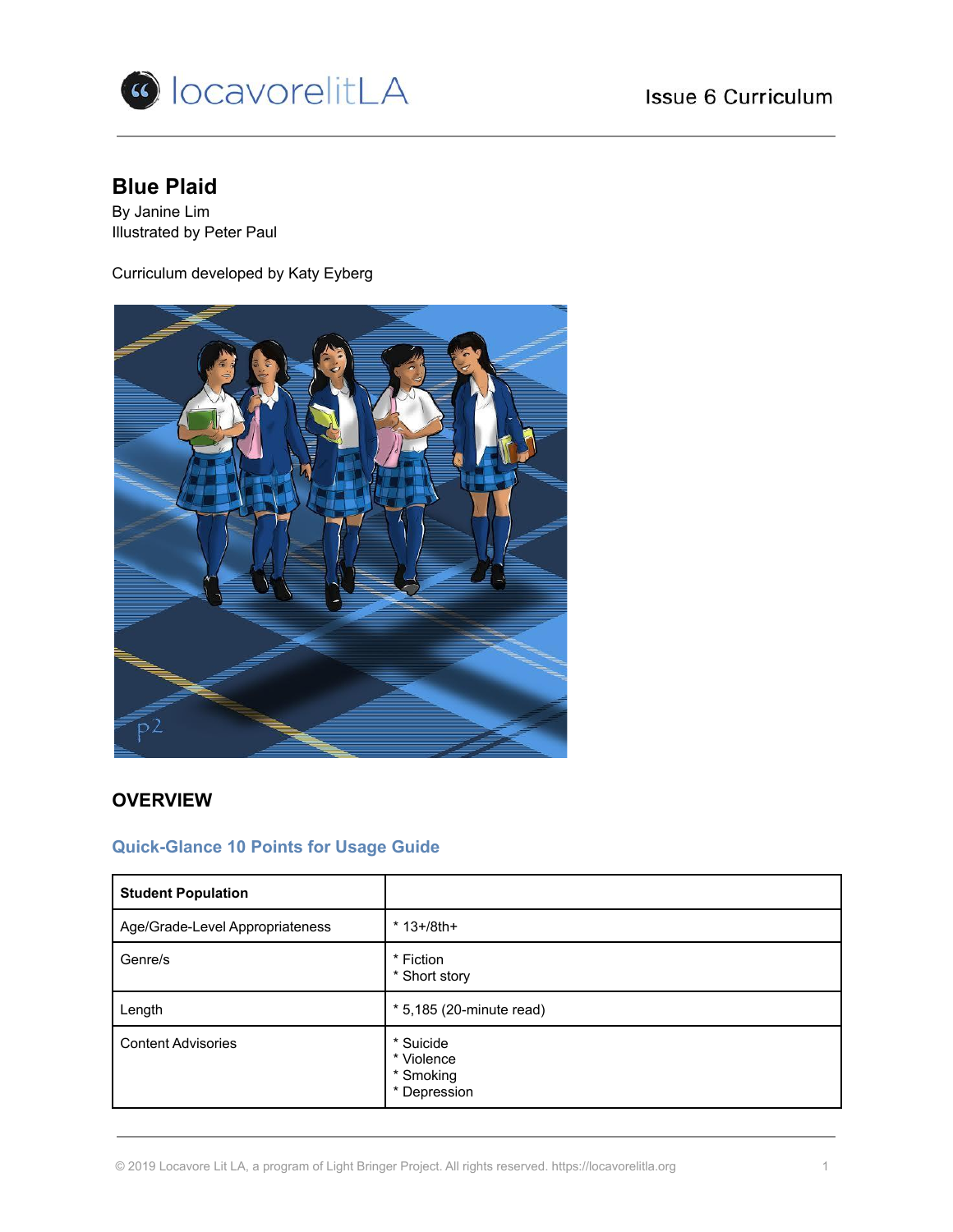locavorelitLA

Issue 6 Curriculum

# Blue Plaid

By Janine Lim
Illustrated by Peter Paul

Curriculum developed by Katy Eyberg

## OVERVIEW

### Quick-Glance 10 Points for Usage Guide

| Student Population | |
|---|---|
| Age/Grade-Level Appropriateness | * 13+/8th+ |
| Genre/s | * Fiction<br>* Short story |
| Length | * 5,185 (20-minute read) |
| Content Advisories | * Suicide<br>* Violence<br>* Smoking<br>* Depression |

© 2019 Locavore Lit LA, a program of Light Bringer Project. All rights reserved. https://locavorelitla.org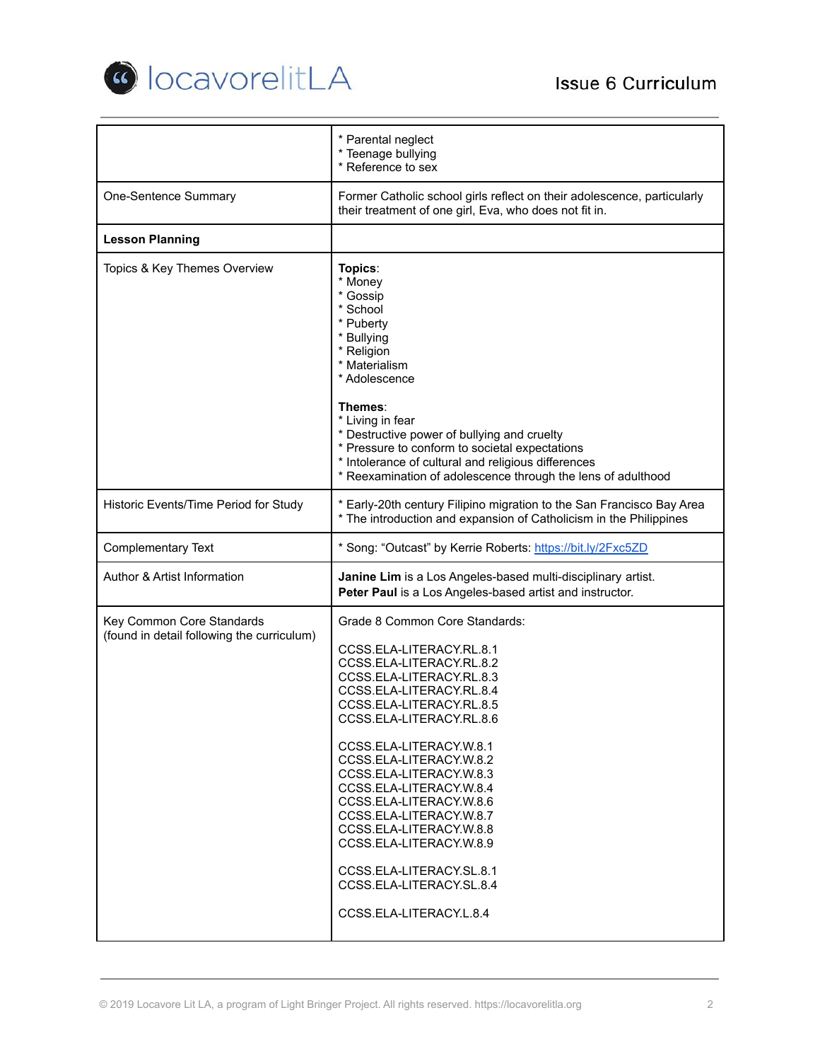| | |
|---|---|
| | * Parental neglect<br>* Teenage bullying<br>* Reference to sex |
| One-Sentence Summary | Former Catholic school girls reflect on their adolescence, particularly their treatment of one girl, Eva, who does not fit in. |
| **Lesson Planning** | |
| Topics & Key Themes Overview | **Topics**:<br>* Money<br>* Gossip<br>* School<br>* Puberty<br>* Bullying<br>* Religion<br>* Materialism<br>* Adolescence<br><br>**Themes**:<br>* Living in fear<br>* Destructive power of bullying and cruelty<br>* Pressure to conform to societal expectations<br>* Intolerance of cultural and religious differences<br>* Reexamination of adolescence through the lens of adulthood |
| Historic Events/Time Period for Study | * Early-20th century Filipino migration to the San Francisco Bay Area<br>* The introduction and expansion of Catholicism in the Philippines |
| Complementary Text | * Song: "Outcast" by Kerrie Roberts: https://bit.ly/2Fxc5ZD |
| Author & Artist Information | **Janine Lim** is a Los Angeles-based multi-disciplinary artist.<br>**Peter Paul** is a Los Angeles-based artist and instructor. |
| Key Common Core Standards (found in detail following the curriculum) | Grade 8 Common Core Standards:<br><br>CCSS.ELA-LITERACY.RL.8.1<br>CCSS.ELA-LITERACY.RL.8.2<br>CCSS.ELA-LITERACY.RL.8.3<br>CCSS.ELA-LITERACY.RL.8.4<br>CCSS.ELA-LITERACY.RL.8.5<br>CCSS.ELA-LITERACY.RL.8.6<br><br>CCSS.ELA-LITERACY.W.8.1<br>CCSS.ELA-LITERACY.W.8.2<br>CCSS.ELA-LITERACY.W.8.3<br>CCSS.ELA-LITERACY.W.8.4<br>CCSS.ELA-LITERACY.W.8.6<br>CCSS.ELA-LITERACY.W.8.7<br>CCSS.ELA-LITERACY.W.8.8<br>CCSS.ELA-LITERACY.W.8.9<br><br>CCSS.ELA-LITERACY.SL.8.1<br>CCSS.ELA-LITERACY.SL.8.4<br><br>CCSS.ELA-LITERACY.L.8.4 |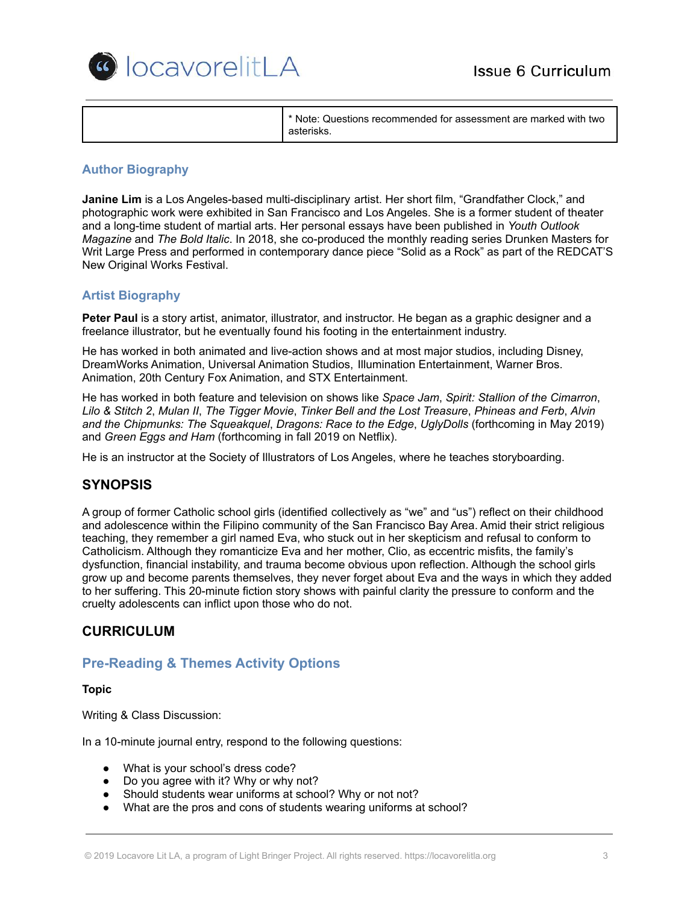| | * Note: Questions recommended for assessment are marked with two asterisks. |
|---|---|

## Author Biography

**Janine Lim** is a Los Angeles-based multi-disciplinary artist. Her short film, "Grandfather Clock," and photographic work were exhibited in San Francisco and Los Angeles. She is a former student of theater and a long-time student of martial arts. Her personal essays have been published in *Youth Outlook Magazine* and *The Bold Italic*. In 2018, she co-produced the monthly reading series Drunken Masters for Writ Large Press and performed in contemporary dance piece "Solid as a Rock" as part of the REDCAT'S New Original Works Festival.

## Artist Biography

**Peter Paul** is a story artist, animator, illustrator, and instructor. He began as a graphic designer and a freelance illustrator, but he eventually found his footing in the entertainment industry.

He has worked in both animated and live-action shows and at most major studios, including Disney, DreamWorks Animation, Universal Animation Studios, Illumination Entertainment, Warner Bros. Animation, 20th Century Fox Animation, and STX Entertainment.

He has worked in both feature and television on shows like *Space Jam*, *Spirit: Stallion of the Cimarron*, *Lilo & Stitch 2*, *Mulan II*, *The Tigger Movie*, *Tinker Bell and the Lost Treasure*, *Phineas and Ferb*, *Alvin and the Chipmunks: The Squeakquel*, *Dragons: Race to the Edge*, *UglyDolls* (forthcoming in May 2019) and *Green Eggs and Ham* (forthcoming in fall 2019 on Netflix).

He is an instructor at the Society of Illustrators of Los Angeles, where he teaches storyboarding.

## SYNOPSIS

A group of former Catholic school girls (identified collectively as "we" and "us") reflect on their childhood and adolescence within the Filipino community of the San Francisco Bay Area. Amid their strict religious teaching, they remember a girl named Eva, who stuck out in her skepticism and refusal to conform to Catholicism. Although they romanticize Eva and her mother, Clio, as eccentric misfits, the family's dysfunction, financial instability, and trauma become obvious upon reflection. Although the school girls grow up and become parents themselves, they never forget about Eva and the ways in which they added to her suffering. This 20-minute fiction story shows with painful clarity the pressure to conform and the cruelty adolescents can inflict upon those who do not.

## CURRICULUM

## Pre-Reading & Themes Activity Options

**Topic**

Writing & Class Discussion:

In a 10-minute journal entry, respond to the following questions:

- What is your school's dress code?
- Do you agree with it? Why or why not?
- Should students wear uniforms at school? Why or not not?
- What are the pros and cons of students wearing uniforms at school?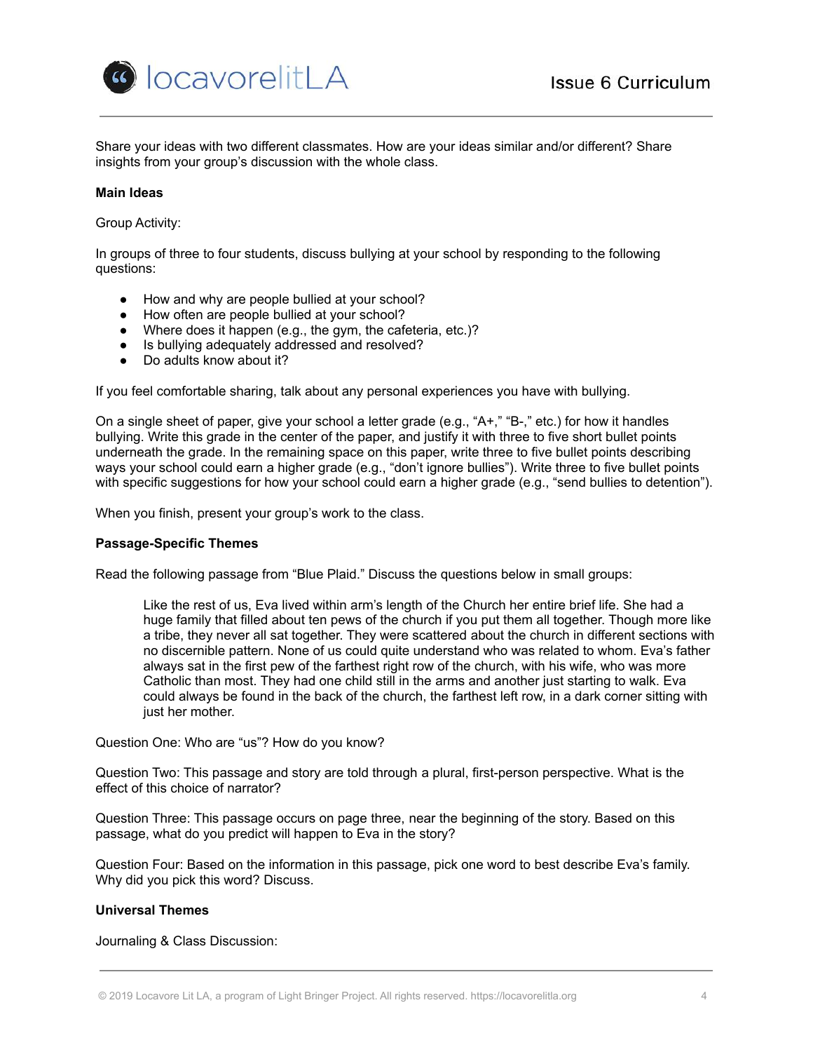Share your ideas with two different classmates. How are your ideas similar and/or different? Share insights from your group's discussion with the whole class.

**Main Ideas**

Group Activity:

In groups of three to four students, discuss bullying at your school by responding to the following questions:

- How and why are people bullied at your school?
- How often are people bullied at your school?
- Where does it happen (e.g., the gym, the cafeteria, etc.)?
- Is bullying adequately addressed and resolved?
- Do adults know about it?

If you feel comfortable sharing, talk about any personal experiences you have with bullying.

On a single sheet of paper, give your school a letter grade (e.g., "A+," "B-," etc.) for how it handles bullying. Write this grade in the center of the paper, and justify it with three to five short bullet points underneath the grade. In the remaining space on this paper, write three to five bullet points describing ways your school could earn a higher grade (e.g., "don't ignore bullies"). Write three to five bullet points with specific suggestions for how your school could earn a higher grade (e.g., "send bullies to detention").

When you finish, present your group's work to the class.

**Passage-Specific Themes**

Read the following passage from "Blue Plaid." Discuss the questions below in small groups:

> Like the rest of us, Eva lived within arm's length of the Church her entire brief life. She had a huge family that filled about ten pews of the church if you put them all together. Though more like a tribe, they never all sat together. They were scattered about the church in different sections with no discernible pattern. None of us could quite understand who was related to whom. Eva's father always sat in the first pew of the farthest right row of the church, with his wife, who was more Catholic than most. They had one child still in the arms and another just starting to walk. Eva could always be found in the back of the church, the farthest left row, in a dark corner sitting with just her mother.

Question One: Who are "us"? How do you know?

Question Two: This passage and story are told through a plural, first-person perspective. What is the effect of this choice of narrator?

Question Three: This passage occurs on page three, near the beginning of the story. Based on this passage, what do you predict will happen to Eva in the story?

Question Four: Based on the information in this passage, pick one word to best describe Eva's family. Why did you pick this word? Discuss.

**Universal Themes**

Journaling & Class Discussion: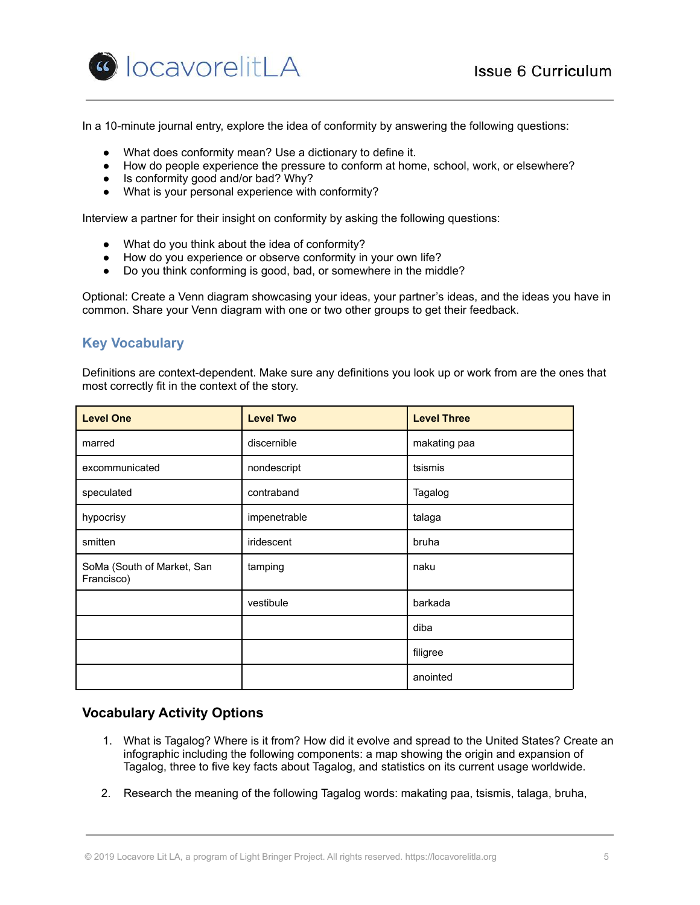In a 10-minute journal entry, explore the idea of conformity by answering the following questions:

- What does conformity mean? Use a dictionary to define it.
- How do people experience the pressure to conform at home, school, work, or elsewhere?
- Is conformity good and/or bad? Why?
- What is your personal experience with conformity?

Interview a partner for their insight on conformity by asking the following questions:

- What do you think about the idea of conformity?
- How do you experience or observe conformity in your own life?
- Do you think conforming is good, bad, or somewhere in the middle?

Optional: Create a Venn diagram showcasing your ideas, your partner's ideas, and the ideas you have in common. Share your Venn diagram with one or two other groups to get their feedback.

## Key Vocabulary

Definitions are context-dependent. Make sure any definitions you look up or work from are the ones that most correctly fit in the context of the story.

| Level One | Level Two | Level Three |
|---|---|---|
| marred | discernible | makating paa |
| excommunicated | nondescript | tsismis |
| speculated | contraband | Tagalog |
| hypocrisy | impenetrable | talaga |
| smitten | iridescent | bruha |
| SoMa (South of Market, San Francisco) | tamping | naku |
| | vestibule | barkada |
| | | diba |
| | | filigree |
| | | anointed |

### Vocabulary Activity Options

1. What is Tagalog? Where is it from? How did it evolve and spread to the United States? Create an infographic including the following components: a map showing the origin and expansion of Tagalog, three to five key facts about Tagalog, and statistics on its current usage worldwide.

2. Research the meaning of the following Tagalog words: makating paa, tsismis, talaga, bruha,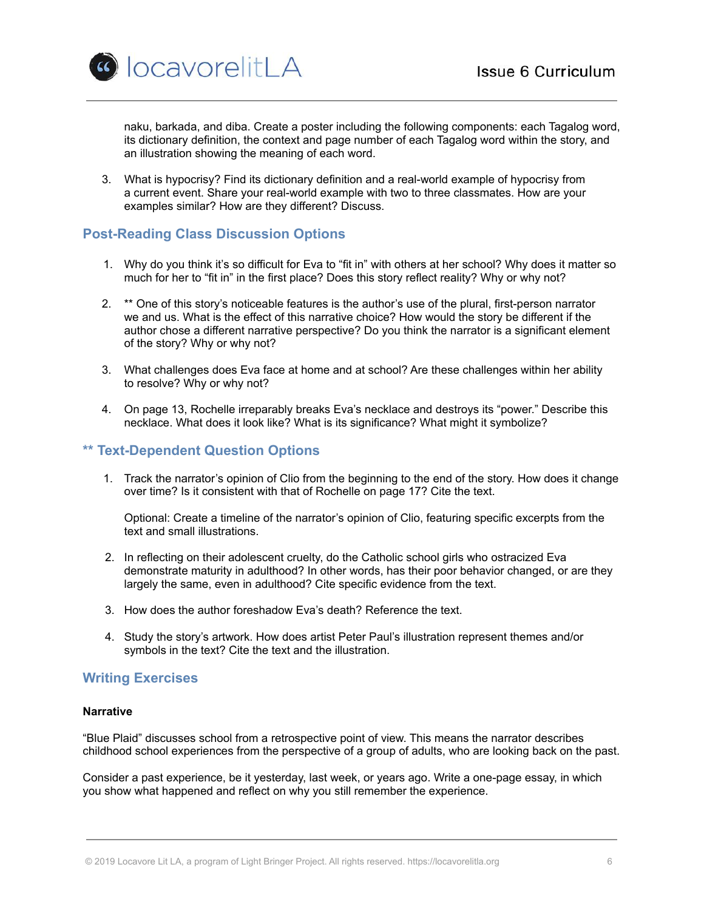naku, barkada, and diba. Create a poster including the following components: each Tagalog word, its dictionary definition, the context and page number of each Tagalog word within the story, and an illustration showing the meaning of each word.

3. What is hypocrisy? Find its dictionary definition and a real-world example of hypocrisy from a current event. Share your real-world example with two to three classmates. How are your examples similar? How are they different? Discuss.

## Post-Reading Class Discussion Options

1. Why do you think it's so difficult for Eva to "fit in" with others at her school? Why does it matter so much for her to "fit in" in the first place? Does this story reflect reality? Why or why not?

2. ** One of this story's noticeable features is the author's use of the plural, first-person narrator we and us. What is the effect of this narrative choice? How would the story be different if the author chose a different narrative perspective? Do you think the narrator is a significant element of the story? Why or why not?

3. What challenges does Eva face at home and at school? Are these challenges within her ability to resolve? Why or why not?

4. On page 13, Rochelle irreparably breaks Eva's necklace and destroys its "power." Describe this necklace. What does it look like? What is its significance? What might it symbolize?

## ** Text-Dependent Question Options

1. Track the narrator's opinion of Clio from the beginning to the end of the story. How does it change over time? Is it consistent with that of Rochelle on page 17? Cite the text.

   Optional: Create a timeline of the narrator's opinion of Clio, featuring specific excerpts from the text and small illustrations.

2. In reflecting on their adolescent cruelty, do the Catholic school girls who ostracized Eva demonstrate maturity in adulthood? In other words, has their poor behavior changed, or are they largely the same, even in adulthood? Cite specific evidence from the text.

3. How does the author foreshadow Eva's death? Reference the text.

4. Study the story's artwork. How does artist Peter Paul's illustration represent themes and/or symbols in the text? Cite the text and the illustration.

## Writing Exercises

**Narrative**

"Blue Plaid" discusses school from a retrospective point of view. This means the narrator describes childhood school experiences from the perspective of a group of adults, who are looking back on the past.

Consider a past experience, be it yesterday, last week, or years ago. Write a one-page essay, in which you show what happened and reflect on why you still remember the experience.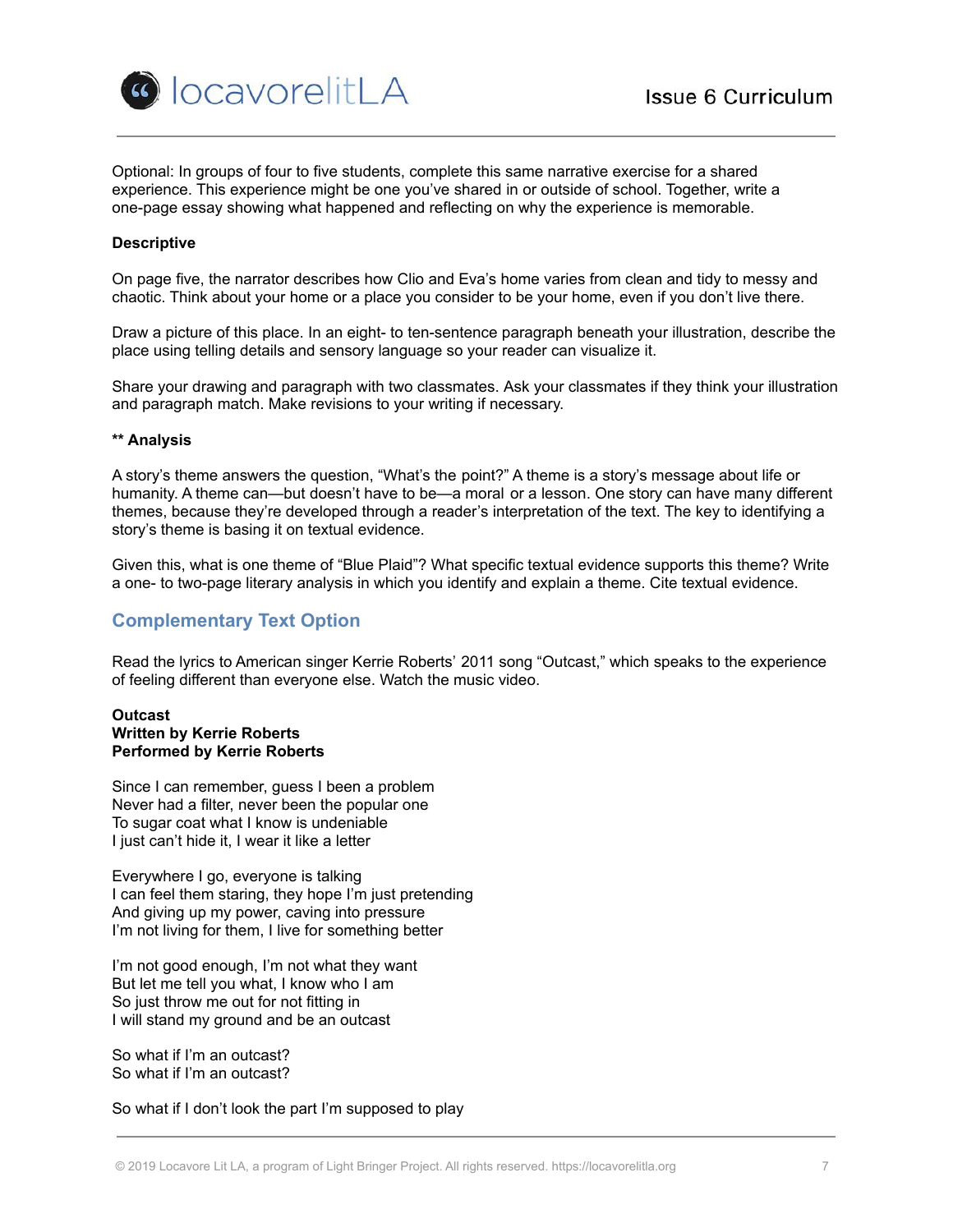Optional: In groups of four to five students, complete this same narrative exercise for a shared experience. This experience might be one you've shared in or outside of school. Together, write a one-page essay showing what happened and reflecting on why the experience is memorable.

**Descriptive**

On page five, the narrator describes how Clio and Eva's home varies from clean and tidy to messy and chaotic. Think about your home or a place you consider to be your home, even if you don't live there.

Draw a picture of this place. In an eight- to ten-sentence paragraph beneath your illustration, describe the place using telling details and sensory language so your reader can visualize it.

Share your drawing and paragraph with two classmates. Ask your classmates if they think your illustration and paragraph match. Make revisions to your writing if necessary.

**** Analysis**

A story's theme answers the question, "What's the point?" A theme is a story's message about life or humanity. A theme can—but doesn't have to be—a moral or a lesson. One story can have many different themes, because they're developed through a reader's interpretation of the text. The key to identifying a story's theme is basing it on textual evidence.

Given this, what is one theme of "Blue Plaid"? What specific textual evidence supports this theme? Write a one- to two-page literary analysis in which you identify and explain a theme. Cite textual evidence.

## Complementary Text Option

Read the lyrics to American singer Kerrie Roberts' 2011 song "Outcast," which speaks to the experience of feeling different than everyone else. Watch the music video.

**Outcast**
**Written by Kerrie Roberts**
**Performed by Kerrie Roberts**

Since I can remember, guess I been a problem
Never had a filter, never been the popular one
To sugar coat what I know is undeniable
I just can't hide it, I wear it like a letter

Everywhere I go, everyone is talking
I can feel them staring, they hope I'm just pretending
And giving up my power, caving into pressure
I'm not living for them, I live for something better

I'm not good enough, I'm not what they want
But let me tell you what, I know who I am
So just throw me out for not fitting in
I will stand my ground and be an outcast

So what if I'm an outcast?
So what if I'm an outcast?

So what if I don't look the part I'm supposed to play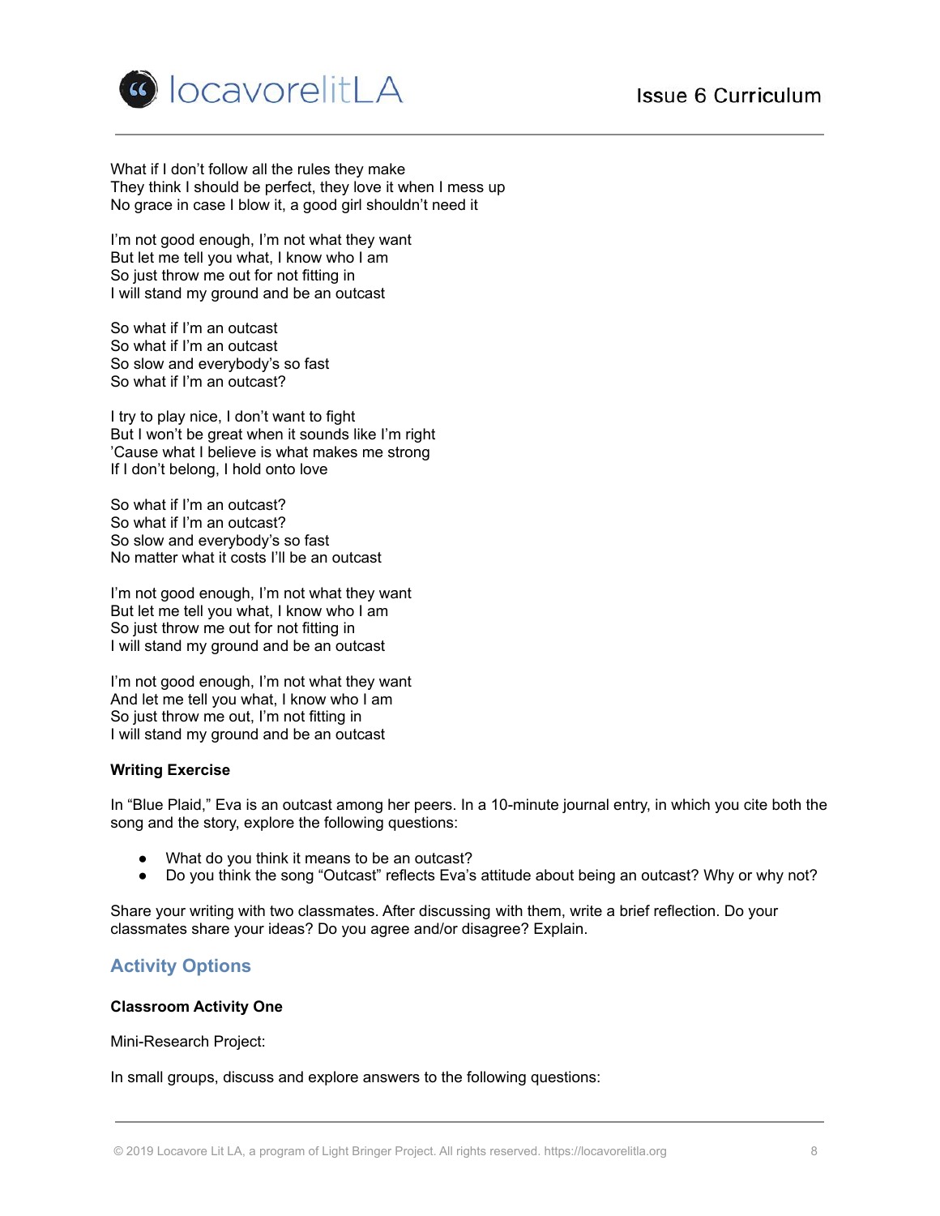What if I don't follow all the rules they make
They think I should be perfect, they love it when I mess up
No grace in case I blow it, a good girl shouldn't need it

I'm not good enough, I'm not what they want
But let me tell you what, I know who I am
So just throw me out for not fitting in
I will stand my ground and be an outcast

So what if I'm an outcast
So what if I'm an outcast
So slow and everybody's so fast
So what if I'm an outcast?

I try to play nice, I don't want to fight
But I won't be great when it sounds like I'm right
'Cause what I believe is what makes me strong
If I don't belong, I hold onto love

So what if I'm an outcast?
So what if I'm an outcast?
So slow and everybody's so fast
No matter what it costs I'll be an outcast

I'm not good enough, I'm not what they want
But let me tell you what, I know who I am
So just throw me out for not fitting in
I will stand my ground and be an outcast

I'm not good enough, I'm not what they want
And let me tell you what, I know who I am
So just throw me out, I'm not fitting in
I will stand my ground and be an outcast

**Writing Exercise**

In "Blue Plaid," Eva is an outcast among her peers. In a 10-minute journal entry, in which you cite both the song and the story, explore the following questions:

- What do you think it means to be an outcast?
- Do you think the song "Outcast" reflects Eva's attitude about being an outcast? Why or why not?

Share your writing with two classmates. After discussing with them, write a brief reflection. Do your classmates share your ideas? Do you agree and/or disagree? Explain.

## Activity Options

**Classroom Activity One**

Mini-Research Project:

In small groups, discuss and explore answers to the following questions: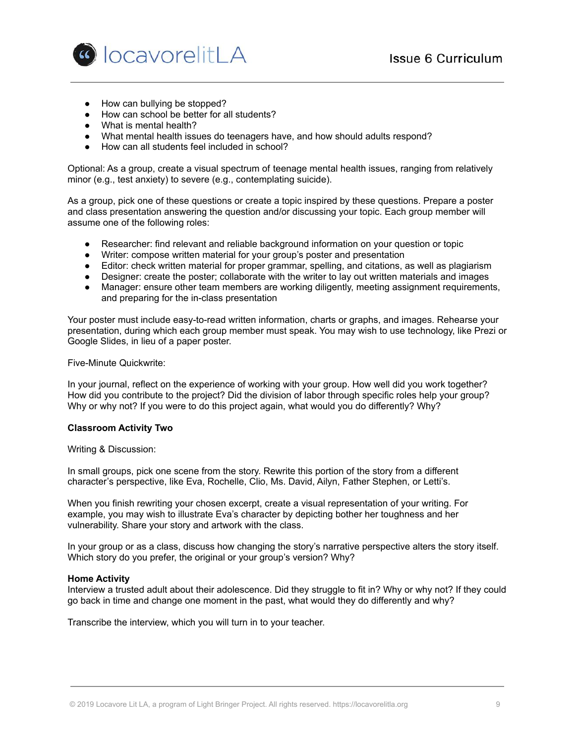- How can bullying be stopped?
- How can school be better for all students?
- What is mental health?
- What mental health issues do teenagers have, and how should adults respond?
- How can all students feel included in school?

Optional: As a group, create a visual spectrum of teenage mental health issues, ranging from relatively minor (e.g., test anxiety) to severe (e.g., contemplating suicide).

As a group, pick one of these questions or create a topic inspired by these questions. Prepare a poster and class presentation answering the question and/or discussing your topic. Each group member will assume one of the following roles:

- Researcher: find relevant and reliable background information on your question or topic
- Writer: compose written material for your group's poster and presentation
- Editor: check written material for proper grammar, spelling, and citations, as well as plagiarism
- Designer: create the poster; collaborate with the writer to lay out written materials and images
- Manager: ensure other team members are working diligently, meeting assignment requirements, and preparing for the in-class presentation

Your poster must include easy-to-read written information, charts or graphs, and images. Rehearse your presentation, during which each group member must speak. You may wish to use technology, like Prezi or Google Slides, in lieu of a paper poster.

Five-Minute Quickwrite:

In your journal, reflect on the experience of working with your group. How well did you work together? How did you contribute to the project? Did the division of labor through specific roles help your group? Why or why not? If you were to do this project again, what would you do differently? Why?

**Classroom Activity Two**

Writing & Discussion:

In small groups, pick one scene from the story. Rewrite this portion of the story from a different character's perspective, like Eva, Rochelle, Clio, Ms. David, Ailyn, Father Stephen, or Letti's.

When you finish rewriting your chosen excerpt, create a visual representation of your writing. For example, you may wish to illustrate Eva's character by depicting bother her toughness and her vulnerability. Share your story and artwork with the class.

In your group or as a class, discuss how changing the story's narrative perspective alters the story itself. Which story do you prefer, the original or your group's version? Why?

**Home Activity**

Interview a trusted adult about their adolescence. Did they struggle to fit in? Why or why not? If they could go back in time and change one moment in the past, what would they do differently and why?

Transcribe the interview, which you will turn in to your teacher.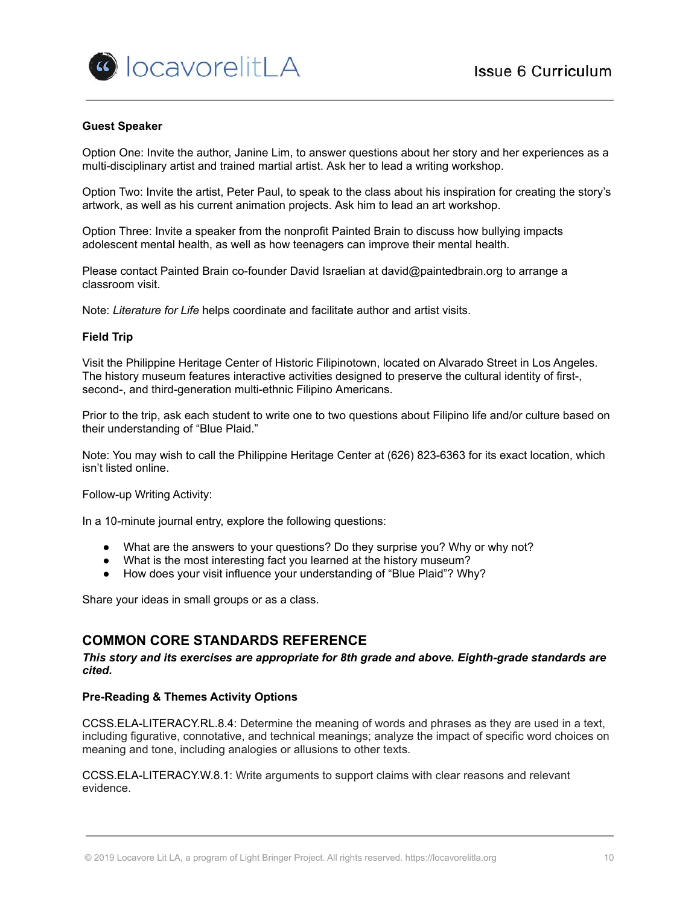**Guest Speaker**

Option One: Invite the author, Janine Lim, to answer questions about her story and her experiences as a multi-disciplinary artist and trained martial artist. Ask her to lead a writing workshop.

Option Two: Invite the artist, Peter Paul, to speak to the class about his inspiration for creating the story's artwork, as well as his current animation projects. Ask him to lead an art workshop.

Option Three: Invite a speaker from the nonprofit Painted Brain to discuss how bullying impacts adolescent mental health, as well as how teenagers can improve their mental health.

Please contact Painted Brain co-founder David Israelian at david@paintedbrain.org to arrange a classroom visit.

Note: *Literature for Life* helps coordinate and facilitate author and artist visits.

**Field Trip**

Visit the Philippine Heritage Center of Historic Filipinotown, located on Alvarado Street in Los Angeles. The history museum features interactive activities designed to preserve the cultural identity of first-, second-, and third-generation multi-ethnic Filipino Americans.

Prior to the trip, ask each student to write one to two questions about Filipino life and/or culture based on their understanding of "Blue Plaid."

Note: You may wish to call the Philippine Heritage Center at (626) 823-6363 for its exact location, which isn't listed online.

Follow-up Writing Activity:

In a 10-minute journal entry, explore the following questions:

- What are the answers to your questions? Do they surprise you? Why or why not?
- What is the most interesting fact you learned at the history museum?
- How does your visit influence your understanding of "Blue Plaid"? Why?

Share your ideas in small groups or as a class.

## COMMON CORE STANDARDS REFERENCE

***This story and its exercises are appropriate for 8th grade and above. Eighth-grade standards are cited.***

**Pre-Reading & Themes Activity Options**

CCSS.ELA-LITERACY.RL.8.4: Determine the meaning of words and phrases as they are used in a text, including figurative, connotative, and technical meanings; analyze the impact of specific word choices on meaning and tone, including analogies or allusions to other texts.

CCSS.ELA-LITERACY.W.8.1: Write arguments to support claims with clear reasons and relevant evidence.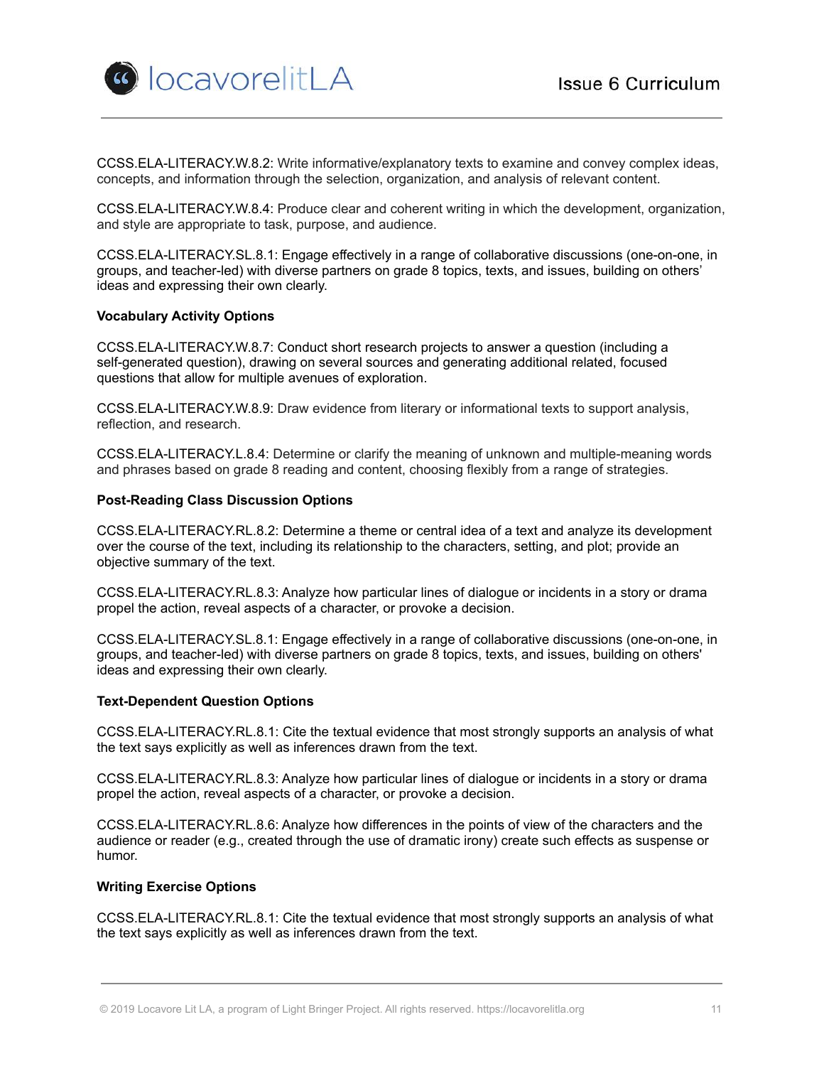CCSS.ELA-LITERACY.W.8.2: Write informative/explanatory texts to examine and convey complex ideas, concepts, and information through the selection, organization, and analysis of relevant content.

CCSS.ELA-LITERACY.W.8.4: Produce clear and coherent writing in which the development, organization, and style are appropriate to task, purpose, and audience.

CCSS.ELA-LITERACY.SL.8.1: Engage effectively in a range of collaborative discussions (one-on-one, in groups, and teacher-led) with diverse partners on grade 8 topics, texts, and issues, building on others' ideas and expressing their own clearly.

**Vocabulary Activity Options**

CCSS.ELA-LITERACY.W.8.7: Conduct short research projects to answer a question (including a self-generated question), drawing on several sources and generating additional related, focused questions that allow for multiple avenues of exploration.

CCSS.ELA-LITERACY.W.8.9: Draw evidence from literary or informational texts to support analysis, reflection, and research.

CCSS.ELA-LITERACY.L.8.4: Determine or clarify the meaning of unknown and multiple-meaning words and phrases based on grade 8 reading and content, choosing flexibly from a range of strategies.

**Post-Reading Class Discussion Options**

CCSS.ELA-LITERACY.RL.8.2: Determine a theme or central idea of a text and analyze its development over the course of the text, including its relationship to the characters, setting, and plot; provide an objective summary of the text.

CCSS.ELA-LITERACY.RL.8.3: Analyze how particular lines of dialogue or incidents in a story or drama propel the action, reveal aspects of a character, or provoke a decision.

CCSS.ELA-LITERACY.SL.8.1: Engage effectively in a range of collaborative discussions (one-on-one, in groups, and teacher-led) with diverse partners on grade 8 topics, texts, and issues, building on others' ideas and expressing their own clearly.

**Text-Dependent Question Options**

CCSS.ELA-LITERACY.RL.8.1: Cite the textual evidence that most strongly supports an analysis of what the text says explicitly as well as inferences drawn from the text.

CCSS.ELA-LITERACY.RL.8.3: Analyze how particular lines of dialogue or incidents in a story or drama propel the action, reveal aspects of a character, or provoke a decision.

CCSS.ELA-LITERACY.RL.8.6: Analyze how differences in the points of view of the characters and the audience or reader (e.g., created through the use of dramatic irony) create such effects as suspense or humor.

**Writing Exercise Options**

CCSS.ELA-LITERACY.RL.8.1: Cite the textual evidence that most strongly supports an analysis of what the text says explicitly as well as inferences drawn from the text.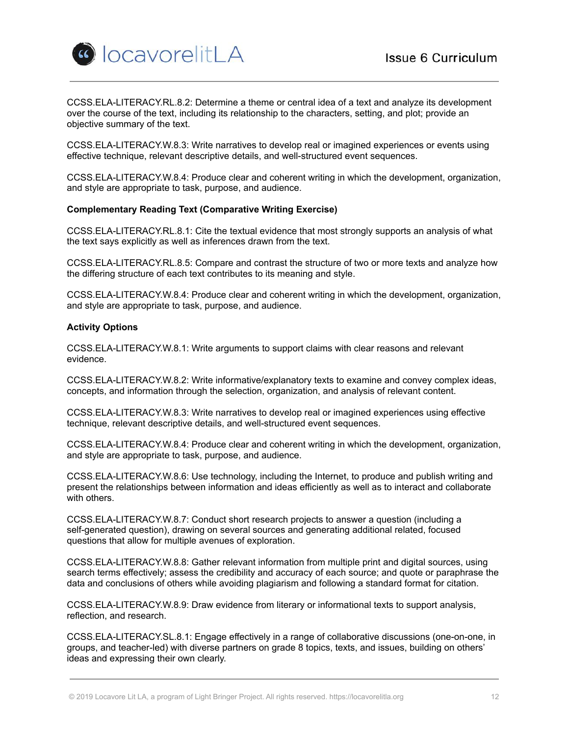CCSS.ELA-LITERACY.RL.8.2: Determine a theme or central idea of a text and analyze its development over the course of the text, including its relationship to the characters, setting, and plot; provide an objective summary of the text.

CCSS.ELA-LITERACY.W.8.3: Write narratives to develop real or imagined experiences or events using effective technique, relevant descriptive details, and well-structured event sequences.

CCSS.ELA-LITERACY.W.8.4: Produce clear and coherent writing in which the development, organization, and style are appropriate to task, purpose, and audience.

**Complementary Reading Text (Comparative Writing Exercise)**

CCSS.ELA-LITERACY.RL.8.1: Cite the textual evidence that most strongly supports an analysis of what the text says explicitly as well as inferences drawn from the text.

CCSS.ELA-LITERACY.RL.8.5: Compare and contrast the structure of two or more texts and analyze how the differing structure of each text contributes to its meaning and style.

CCSS.ELA-LITERACY.W.8.4: Produce clear and coherent writing in which the development, organization, and style are appropriate to task, purpose, and audience.

**Activity Options**

CCSS.ELA-LITERACY.W.8.1: Write arguments to support claims with clear reasons and relevant evidence.

CCSS.ELA-LITERACY.W.8.2: Write informative/explanatory texts to examine and convey complex ideas, concepts, and information through the selection, organization, and analysis of relevant content.

CCSS.ELA-LITERACY.W.8.3: Write narratives to develop real or imagined experiences using effective technique, relevant descriptive details, and well-structured event sequences.

CCSS.ELA-LITERACY.W.8.4: Produce clear and coherent writing in which the development, organization, and style are appropriate to task, purpose, and audience.

CCSS.ELA-LITERACY.W.8.6: Use technology, including the Internet, to produce and publish writing and present the relationships between information and ideas efficiently as well as to interact and collaborate with others.

CCSS.ELA-LITERACY.W.8.7: Conduct short research projects to answer a question (including a self-generated question), drawing on several sources and generating additional related, focused questions that allow for multiple avenues of exploration.

CCSS.ELA-LITERACY.W.8.8: Gather relevant information from multiple print and digital sources, using search terms effectively; assess the credibility and accuracy of each source; and quote or paraphrase the data and conclusions of others while avoiding plagiarism and following a standard format for citation.

CCSS.ELA-LITERACY.W.8.9: Draw evidence from literary or informational texts to support analysis, reflection, and research.

CCSS.ELA-LITERACY.SL.8.1: Engage effectively in a range of collaborative discussions (one-on-one, in groups, and teacher-led) with diverse partners on grade 8 topics, texts, and issues, building on others' ideas and expressing their own clearly.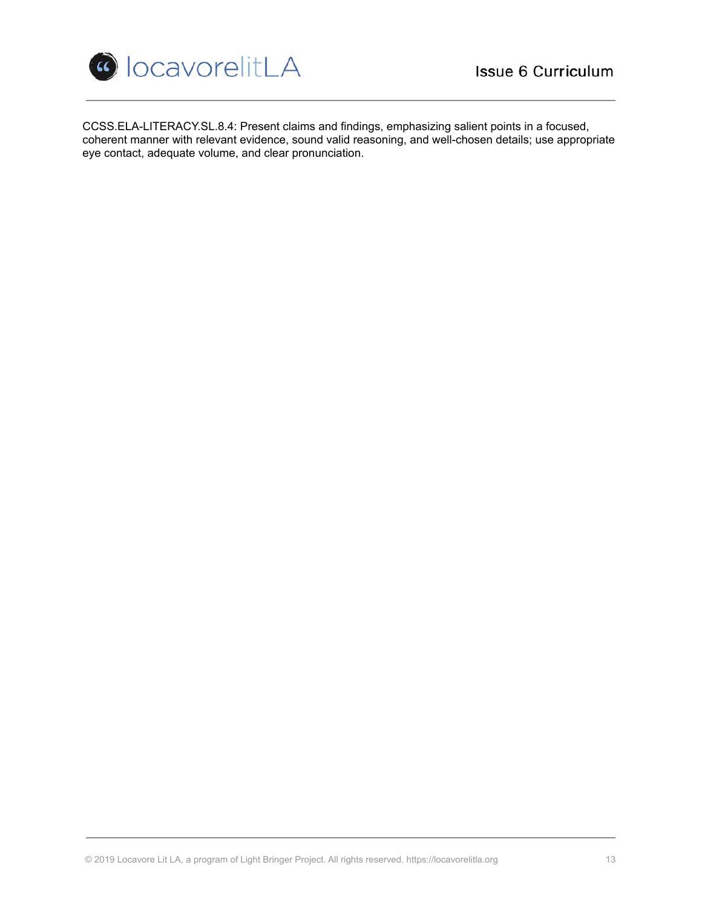CCSS.ELA-LITERACY.SL.8.4: Present claims and findings, emphasizing salient points in a focused, coherent manner with relevant evidence, sound valid reasoning, and well-chosen details; use appropriate eye contact, adequate volume, and clear pronunciation.